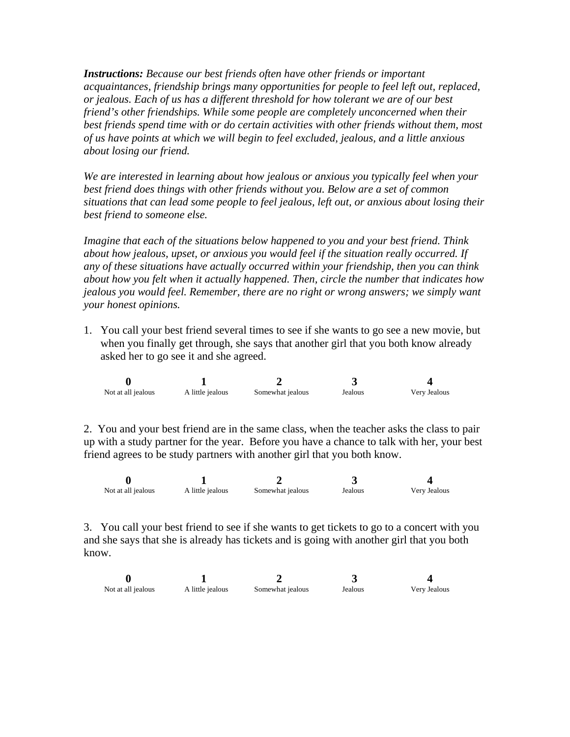***Instructions:*** *Because our best friends often have other friends or important acquaintances, friendship brings many opportunities for people to feel left out, replaced, or jealous. Each of us has a different threshold for how tolerant we are of our best friend's other friendships. While some people are completely unconcerned when their best friends spend time with or do certain activities with other friends without them, most of us have points at which we will begin to feel excluded, jealous, and a little anxious about losing our friend.*

*We are interested in learning about how jealous or anxious you typically feel when your best friend does things with other friends without you. Below are a set of common situations that can lead some people to feel jealous, left out, or anxious about losing their best friend to someone else.*

*Imagine that each of the situations below happened to you and your best friend. Think about how jealous, upset, or anxious you would feel if the situation really occurred. If any of these situations have actually occurred within your friendship, then you can think about how you felt when it actually happened. Then, circle the number that indicates how jealous you would feel. Remember, there are no right or wrong answers; we simply want your honest opinions.*

1. You call your best friend several times to see if she wants to go see a new movie, but when you finally get through, she says that another girl that you both know already asked her to go see it and she agreed.

| **0** | **1** | **2** | **3** | **4** |
|---|---|---|---|---|
| Not at all jealous | A little jealous | Somewhat jealous | Jealous | Very Jealous |

2. You and your best friend are in the same class, when the teacher asks the class to pair up with a study partner for the year. Before you have a chance to talk with her, your best friend agrees to be study partners with another girl that you both know.

| **0** | **1** | **2** | **3** | **4** |
|---|---|---|---|---|
| Not at all jealous | A little jealous | Somewhat jealous | Jealous | Very Jealous |

3. You call your best friend to see if she wants to get tickets to go to a concert with you and she says that she is already has tickets and is going with another girl that you both know.

| **0** | **1** | **2** | **3** | **4** |
|---|---|---|---|---|
| Not at all jealous | A little jealous | Somewhat jealous | Jealous | Very Jealous |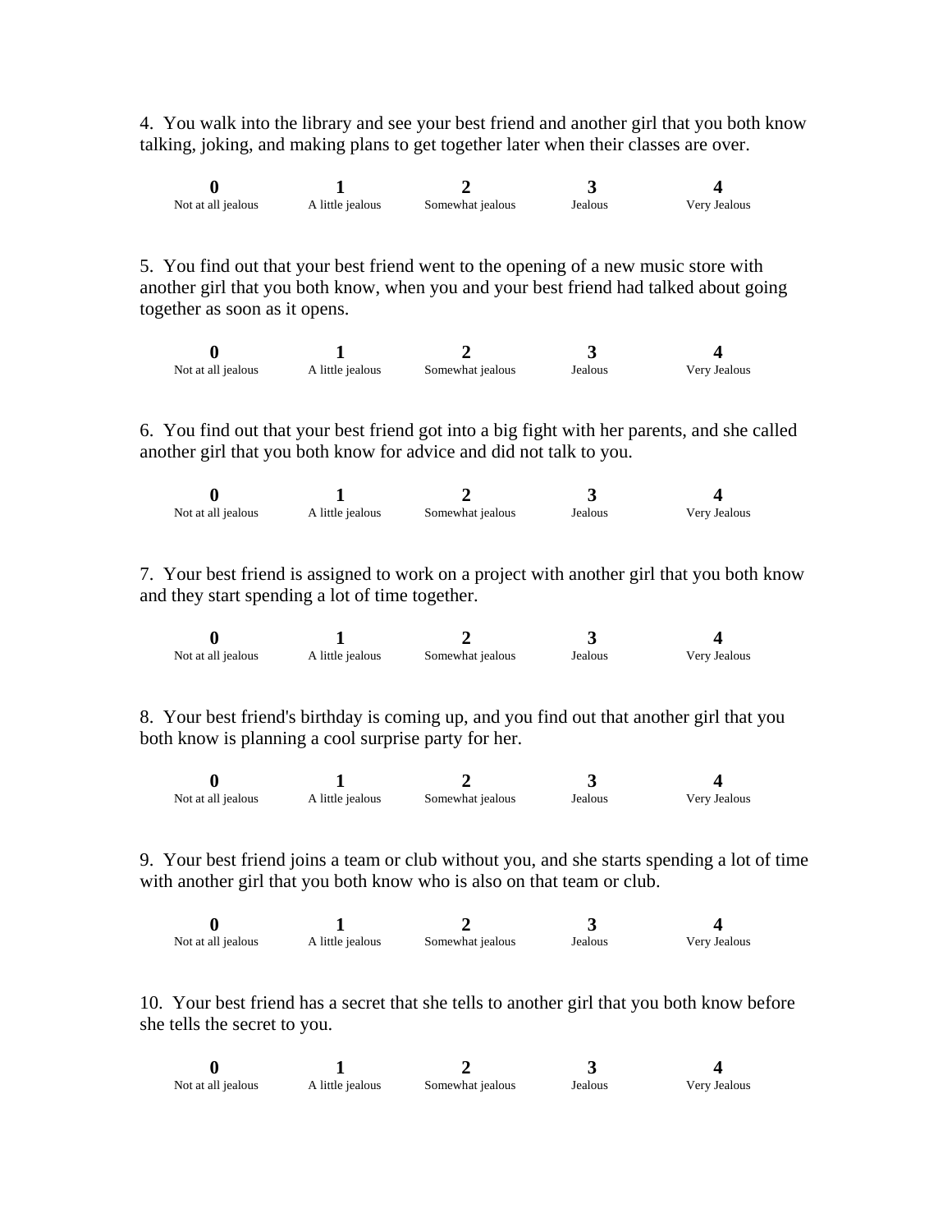4. You walk into the library and see your best friend and another girl that you both know talking, joking, and making plans to get together later when their classes are over.

| **0** | **1** | **2** | **3** | **4** |
|---|---|---|---|---|
| Not at all jealous | A little jealous | Somewhat jealous | Jealous | Very Jealous |

5. You find out that your best friend went to the opening of a new music store with another girl that you both know, when you and your best friend had talked about going together as soon as it opens.

| **0** | **1** | **2** | **3** | **4** |
|---|---|---|---|---|
| Not at all jealous | A little jealous | Somewhat jealous | Jealous | Very Jealous |

6. You find out that your best friend got into a big fight with her parents, and she called another girl that you both know for advice and did not talk to you.

| **0** | **1** | **2** | **3** | **4** |
|---|---|---|---|---|
| Not at all jealous | A little jealous | Somewhat jealous | Jealous | Very Jealous |

7. Your best friend is assigned to work on a project with another girl that you both know and they start spending a lot of time together.

| **0** | **1** | **2** | **3** | **4** |
|---|---|---|---|---|
| Not at all jealous | A little jealous | Somewhat jealous | Jealous | Very Jealous |

8. Your best friend's birthday is coming up, and you find out that another girl that you both know is planning a cool surprise party for her.

| **0** | **1** | **2** | **3** | **4** |
|---|---|---|---|---|
| Not at all jealous | A little jealous | Somewhat jealous | Jealous | Very Jealous |

9. Your best friend joins a team or club without you, and she starts spending a lot of time with another girl that you both know who is also on that team or club.

| **0** | **1** | **2** | **3** | **4** |
|---|---|---|---|---|
| Not at all jealous | A little jealous | Somewhat jealous | Jealous | Very Jealous |

10. Your best friend has a secret that she tells to another girl that you both know before she tells the secret to you.

| **0** | **1** | **2** | **3** | **4** |
|---|---|---|---|---|
| Not at all jealous | A little jealous | Somewhat jealous | Jealous | Very Jealous |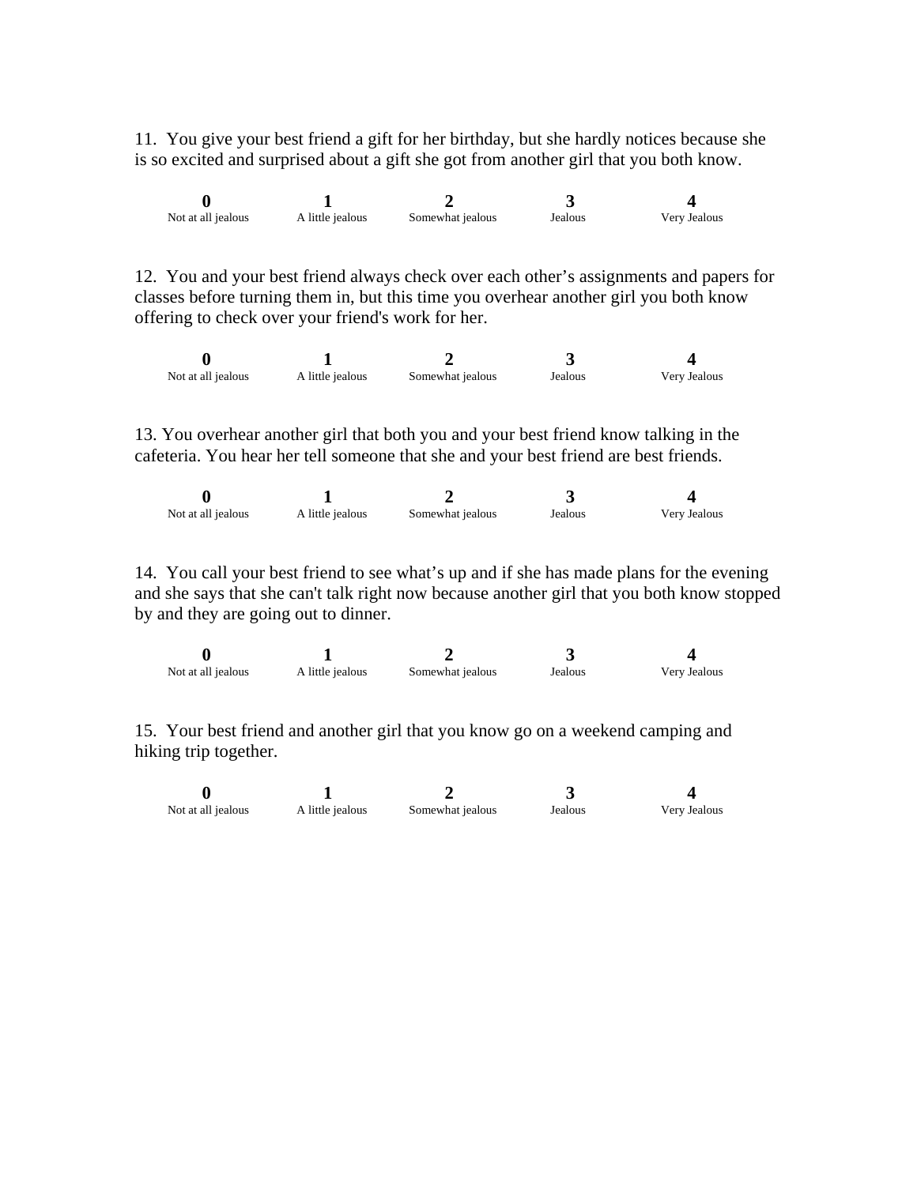11. You give your best friend a gift for her birthday, but she hardly notices because she is so excited and surprised about a gift she got from another girl that you both know.

| **0** | **1** | **2** | **3** | **4** |
|---|---|---|---|---|
| Not at all jealous | A little jealous | Somewhat jealous | Jealous | Very Jealous |

12. You and your best friend always check over each other's assignments and papers for classes before turning them in, but this time you overhear another girl you both know offering to check over your friend's work for her.

| **0** | **1** | **2** | **3** | **4** |
|---|---|---|---|---|
| Not at all jealous | A little jealous | Somewhat jealous | Jealous | Very Jealous |

13. You overhear another girl that both you and your best friend know talking in the cafeteria. You hear her tell someone that she and your best friend are best friends.

| **0** | **1** | **2** | **3** | **4** |
|---|---|---|---|---|
| Not at all jealous | A little jealous | Somewhat jealous | Jealous | Very Jealous |

14. You call your best friend to see what's up and if she has made plans for the evening and she says that she can't talk right now because another girl that you both know stopped by and they are going out to dinner.

| **0** | **1** | **2** | **3** | **4** |
|---|---|---|---|---|
| Not at all jealous | A little jealous | Somewhat jealous | Jealous | Very Jealous |

15. Your best friend and another girl that you know go on a weekend camping and hiking trip together.

| **0** | **1** | **2** | **3** | **4** |
|---|---|---|---|---|
| Not at all jealous | A little jealous | Somewhat jealous | Jealous | Very Jealous |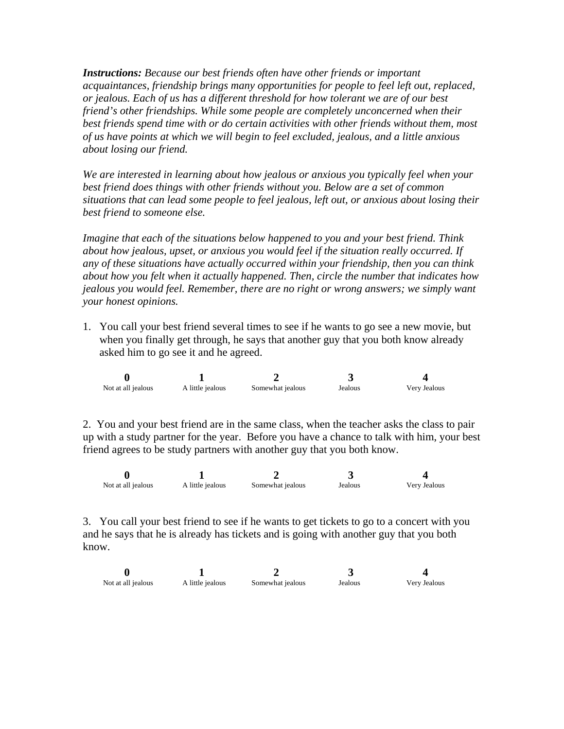***Instructions:*** *Because our best friends often have other friends or important acquaintances, friendship brings many opportunities for people to feel left out, replaced, or jealous. Each of us has a different threshold for how tolerant we are of our best friend's other friendships. While some people are completely unconcerned when their best friends spend time with or do certain activities with other friends without them, most of us have points at which we will begin to feel excluded, jealous, and a little anxious about losing our friend.*

*We are interested in learning about how jealous or anxious you typically feel when your best friend does things with other friends without you. Below are a set of common situations that can lead some people to feel jealous, left out, or anxious about losing their best friend to someone else.*

*Imagine that each of the situations below happened to you and your best friend. Think about how jealous, upset, or anxious you would feel if the situation really occurred. If any of these situations have actually occurred within your friendship, then you can think about how you felt when it actually happened. Then, circle the number that indicates how jealous you would feel. Remember, there are no right or wrong answers; we simply want your honest opinions.*

1. You call your best friend several times to see if he wants to go see a new movie, but when you finally get through, he says that another guy that you both know already asked him to go see it and he agreed.

| **0** | **1** | **2** | **3** | **4** |
|---|---|---|---|---|
| Not at all jealous | A little jealous | Somewhat jealous | Jealous | Very Jealous |

2. You and your best friend are in the same class, when the teacher asks the class to pair up with a study partner for the year. Before you have a chance to talk with him, your best friend agrees to be study partners with another guy that you both know.

| **0** | **1** | **2** | **3** | **4** |
|---|---|---|---|---|
| Not at all jealous | A little jealous | Somewhat jealous | Jealous | Very Jealous |

3. You call your best friend to see if he wants to get tickets to go to a concert with you and he says that he is already has tickets and is going with another guy that you both know.

| **0** | **1** | **2** | **3** | **4** |
|---|---|---|---|---|
| Not at all jealous | A little jealous | Somewhat jealous | Jealous | Very Jealous |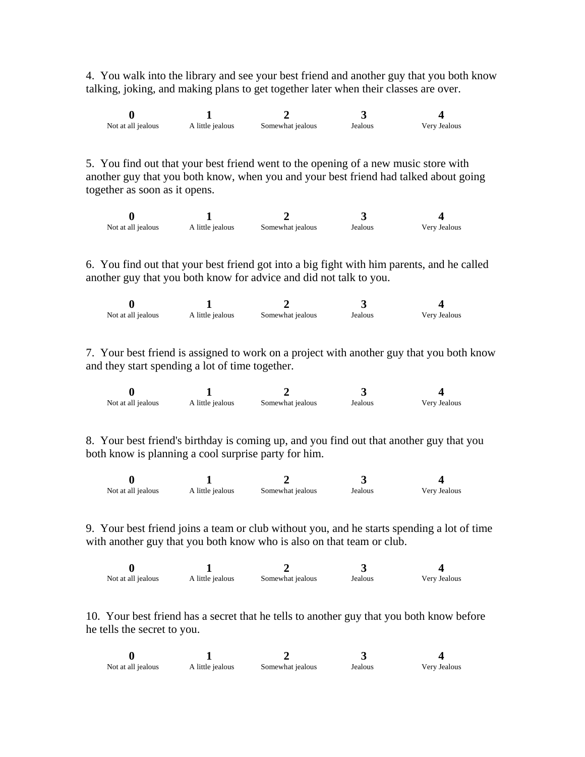4. You walk into the library and see your best friend and another guy that you both know talking, joking, and making plans to get together later when their classes are over.

| **0** | **1** | **2** | **3** | **4** |
|---|---|---|---|---|
| Not at all jealous | A little jealous | Somewhat jealous | Jealous | Very Jealous |

5. You find out that your best friend went to the opening of a new music store with another guy that you both know, when you and your best friend had talked about going together as soon as it opens.

| **0** | **1** | **2** | **3** | **4** |
|---|---|---|---|---|
| Not at all jealous | A little jealous | Somewhat jealous | Jealous | Very Jealous |

6. You find out that your best friend got into a big fight with him parents, and he called another guy that you both know for advice and did not talk to you.

| **0** | **1** | **2** | **3** | **4** |
|---|---|---|---|---|
| Not at all jealous | A little jealous | Somewhat jealous | Jealous | Very Jealous |

7. Your best friend is assigned to work on a project with another guy that you both know and they start spending a lot of time together.

| **0** | **1** | **2** | **3** | **4** |
|---|---|---|---|---|
| Not at all jealous | A little jealous | Somewhat jealous | Jealous | Very Jealous |

8. Your best friend's birthday is coming up, and you find out that another guy that you both know is planning a cool surprise party for him.

| **0** | **1** | **2** | **3** | **4** |
|---|---|---|---|---|
| Not at all jealous | A little jealous | Somewhat jealous | Jealous | Very Jealous |

9. Your best friend joins a team or club without you, and he starts spending a lot of time with another guy that you both know who is also on that team or club.

| **0** | **1** | **2** | **3** | **4** |
|---|---|---|---|---|
| Not at all jealous | A little jealous | Somewhat jealous | Jealous | Very Jealous |

10. Your best friend has a secret that he tells to another guy that you both know before he tells the secret to you.

| **0** | **1** | **2** | **3** | **4** |
|---|---|---|---|---|
| Not at all jealous | A little jealous | Somewhat jealous | Jealous | Very Jealous |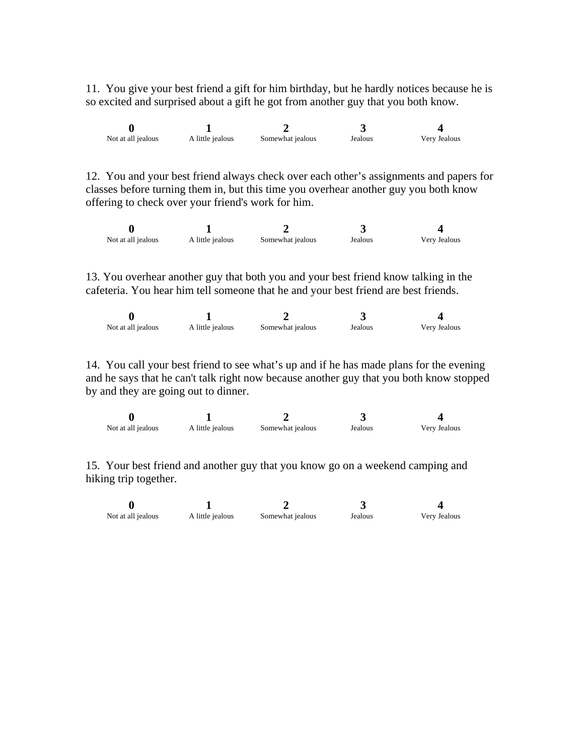11. You give your best friend a gift for him birthday, but he hardly notices because he is so excited and surprised about a gift he got from another guy that you both know.

| **0** | **1** | **2** | **3** | **4** |
|---|---|---|---|---|
| Not at all jealous | A little jealous | Somewhat jealous | Jealous | Very Jealous |

12. You and your best friend always check over each other's assignments and papers for classes before turning them in, but this time you overhear another guy you both know offering to check over your friend's work for him.

| **0** | **1** | **2** | **3** | **4** |
|---|---|---|---|---|
| Not at all jealous | A little jealous | Somewhat jealous | Jealous | Very Jealous |

13. You overhear another guy that both you and your best friend know talking in the cafeteria. You hear him tell someone that he and your best friend are best friends.

| **0** | **1** | **2** | **3** | **4** |
|---|---|---|---|---|
| Not at all jealous | A little jealous | Somewhat jealous | Jealous | Very Jealous |

14. You call your best friend to see what's up and if he has made plans for the evening and he says that he can't talk right now because another guy that you both know stopped by and they are going out to dinner.

| **0** | **1** | **2** | **3** | **4** |
|---|---|---|---|---|
| Not at all jealous | A little jealous | Somewhat jealous | Jealous | Very Jealous |

15. Your best friend and another guy that you know go on a weekend camping and hiking trip together.

| **0** | **1** | **2** | **3** | **4** |
|---|---|---|---|---|
| Not at all jealous | A little jealous | Somewhat jealous | Jealous | Very Jealous |